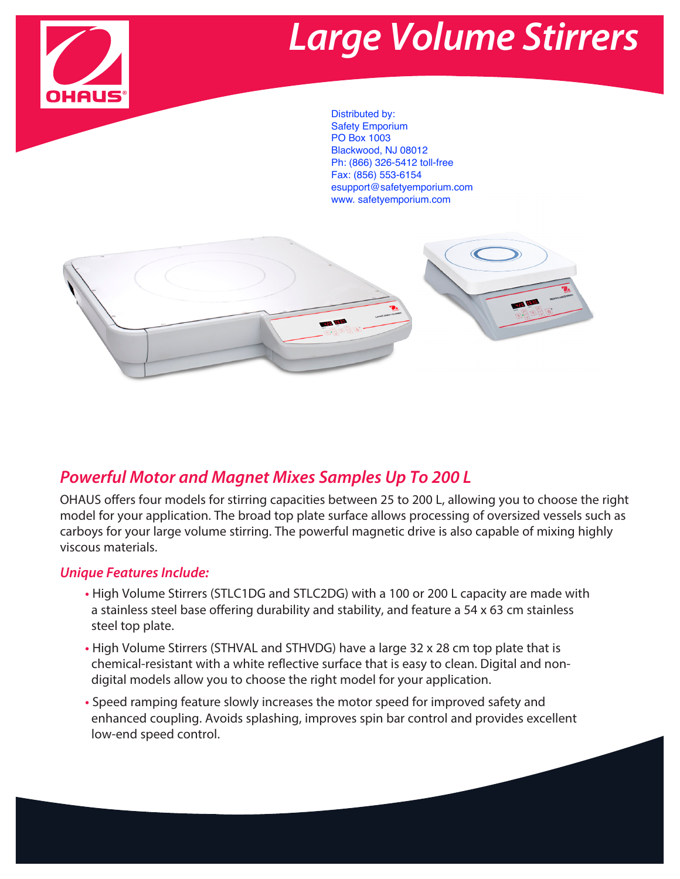# Large Volume Stirrers

Distributed by:
Safety Emporium
PO Box 1003
Blackwood, NJ 08012
Ph: (866) 326-5412 toll-free
Fax: (856) 553-6154
esupport@safetyemporium.com
www. safetyemporium.com

## *Powerful Motor and Magnet Mixes Samples Up To 200 L*

OHAUS offers four models for stirring capacities between 25 to 200 L, allowing you to choose the right model for your application. The broad top plate surface allows processing of oversized vessels such as carboys for your large volume stirring. The powerful magnetic drive is also capable of mixing highly viscous materials.

### *Unique Features Include:*

- High Volume Stirrers (STLC1DG and STLC2DG) with a 100 or 200 L capacity are made with a stainless steel base offering durability and stability, and feature a 54 x 63 cm stainless steel top plate.
- High Volume Stirrers (STHVAL and STHVDG) have a large 32 x 28 cm top plate that is chemical-resistant with a white reflective surface that is easy to clean. Digital and non-digital models allow you to choose the right model for your application.
- Speed ramping feature slowly increases the motor speed for improved safety and enhanced coupling. Avoids splashing, improves spin bar control and provides excellent low-end speed control.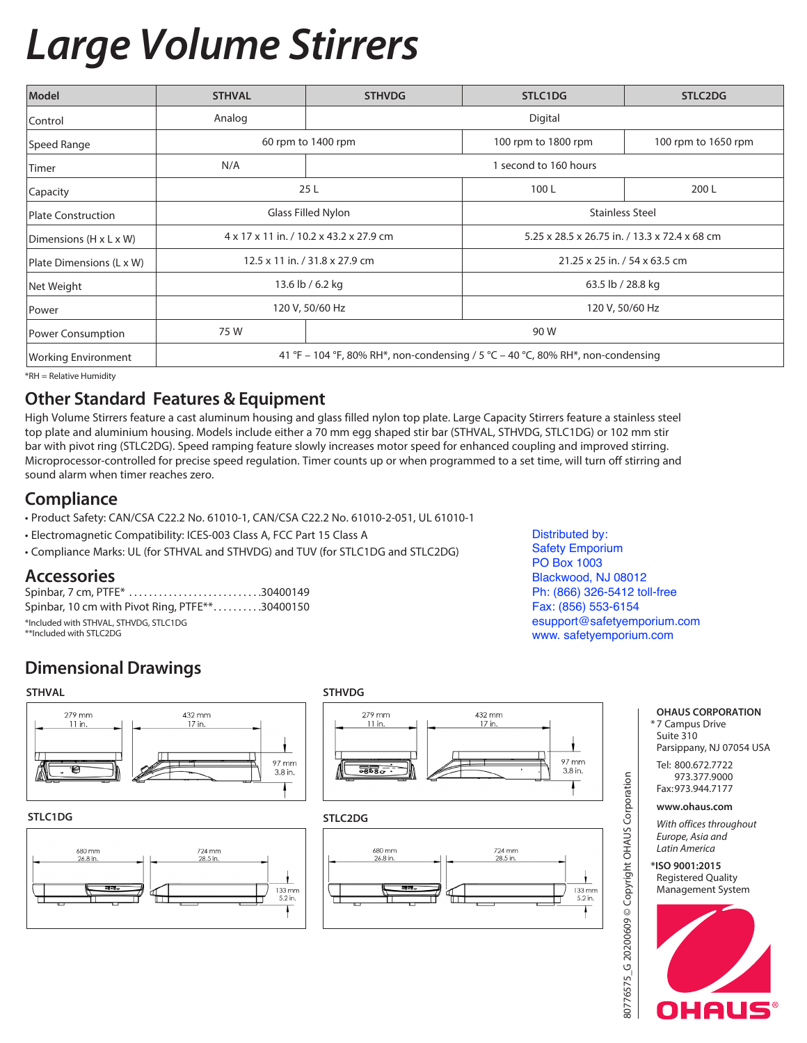# Large Volume Stirrers

| Model | STHVAL | STHVDG | STLC1DG | STLC2DG |
|---|---|---|---|---|
| Control | Analog | Digital | | |
| Speed Range | 60 rpm to 1400 rpm | | 100 rpm to 1800 rpm | 100 rpm to 1650 rpm |
| Timer | N/A | 1 second to 160 hours | | |
| Capacity | 25 L | | 100 L | 200 L |
| Plate Construction | Glass Filled Nylon | | Stainless Steel | |
| Dimensions (H x L x W) | 4 x 17 x 11 in. / 10.2 x 43.2 x 27.9 cm | | 5.25 x 28.5 x 26.75 in. / 13.3 x 72.4 x 68 cm | |
| Plate Dimensions (L x W) | 12.5 x 11 in. / 31.8 x 27.9 cm | | 21.25 x 25 in. / 54 x 63.5 cm | |
| Net Weight | 13.6 lb / 6.2 kg | | 63.5 lb / 28.8 kg | |
| Power | 120 V, 50/60 Hz | | 120 V, 50/60 Hz | |
| Power Consumption | 75 W | 90 W | | |
| Working Environment | 41 °F – 104 °F, 80% RH*, non-condensing / 5 °C – 40 °C, 80% RH*, non-condensing | | | |

*RH = Relative Humidity

## Other Standard Features & Equipment

High Volume Stirrers feature a cast aluminum housing and glass filled nylon top plate. Large Capacity Stirrers feature a stainless steel top plate and aluminium housing. Models include either a 70 mm egg shaped stir bar (STHVAL, STHVDG, STLC1DG) or 102 mm stir bar with pivot ring (STLC2DG). Speed ramping feature slowly increases motor speed for enhanced coupling and improved stirring. Microprocessor-controlled for precise speed regulation. Timer counts up or when programmed to a set time, will turn off stirring and sound alarm when timer reaches zero.

## Compliance

- Product Safety: CAN/CSA C22.2 No. 61010-1, CAN/CSA C22.2 No. 61010-2-051, UL 61010-1
- Electromagnetic Compatibility: ICES-003 Class A, FCC Part 15 Class A
- Compliance Marks: UL (for STHVAL and STHVDG) and TUV (for STLC1DG and STLC2DG)

Distributed by:
Safety Emporium
PO Box 1003
Blackwood, NJ 08012
Ph: (866) 326-5412 toll-free
Fax: (856) 553-6154
esupport@safetyemporium.com
www. safetyemporium.com

## Accessories

Spinbar, 7 cm, PTFE* ............................30400149
Spinbar, 10 cm with Pivot Ring, PTFE**..........30400150

*Included with STHVAL, STHVDG, STLC1DG
**Included with STLC2DG

## Dimensional Drawings

**STHVAL**

279 mm
11 in.
432 mm
17 in.
97 mm
3.8 in.

**STHVDG**

279 mm
11 in.
432 mm
17 in.
97 mm
3.8 in.

**STLC1DG**

680 mm
26.8 in.
724 mm
28.5 in.
133 mm
5.2 in.

**STLC2DG**

680 mm
26.8 in.
724 mm
28.5 in.
133 mm
5.2 in.

80776575_G 20200609 © Copyright OHAUS Corporation

**OHAUS CORPORATION**
*7 Campus Drive
Suite 310
Parsippany, NJ 07054 USA

Tel: 800.672.7722
973.377.9000
Fax:973.944.7177

**www.ohaus.com**

*With offices throughout Europe, Asia and Latin America*

***ISO 9001:2015**
Registered Quality
Management System

OHAUS®